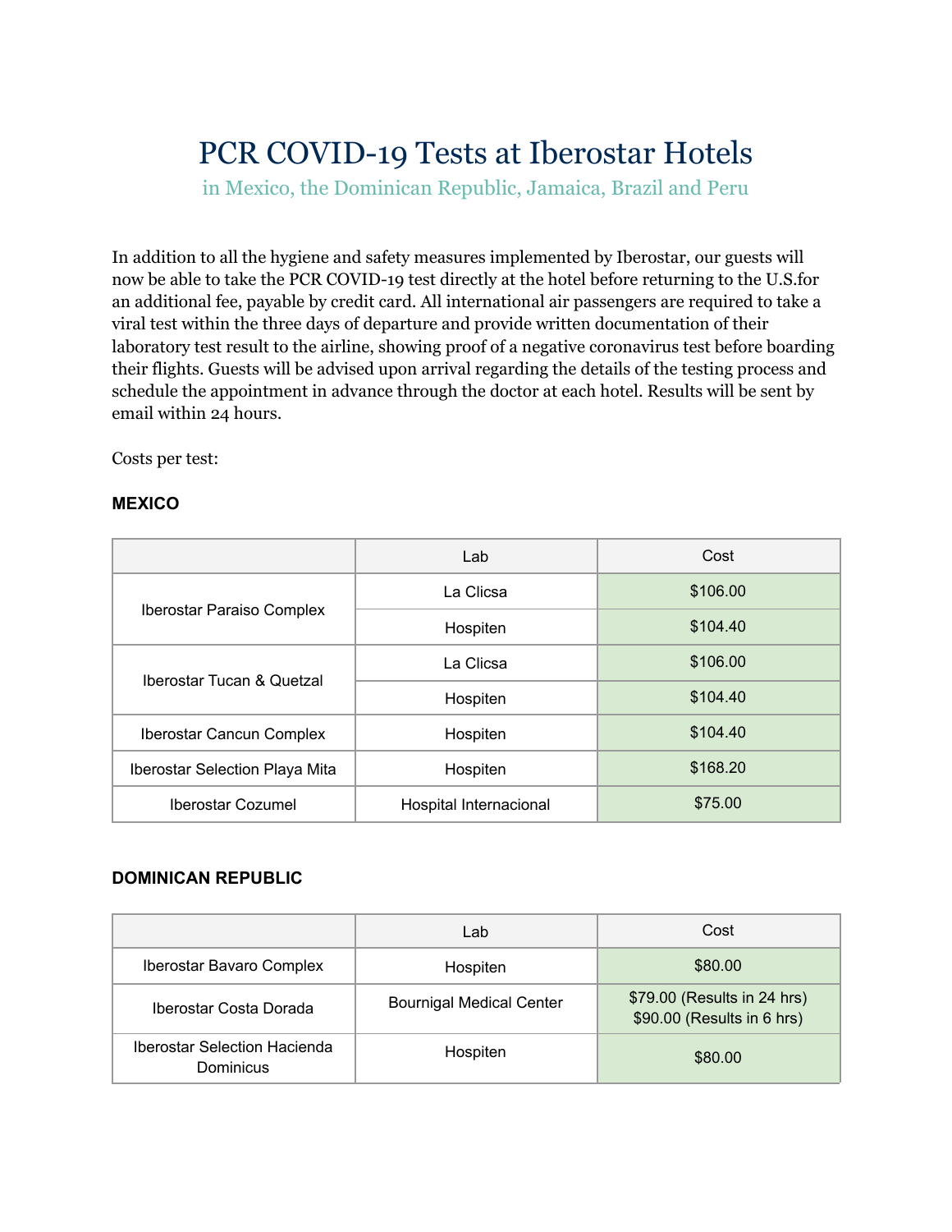# PCR COVID-19 Tests at Iberostar Hotels

## in Mexico, the Dominican Republic, Jamaica, Brazil and Peru

In addition to all the hygiene and safety measures implemented by Iberostar, our guests will now be able to take the PCR COVID-19 test directly at the hotel before returning to the U.S.for an additional fee, payable by credit card. All international air passengers are required to take a viral test within the three days of departure and provide written documentation of their laboratory test result to the airline, showing proof of a negative coronavirus test before boarding their flights. Guests will be advised upon arrival regarding the details of the testing process and schedule the appointment in advance through the doctor at each hotel. Results will be sent by email within 24 hours.

Costs per test:

**MEXICO**

| | Lab | Cost |
|---|---|---|
| Iberostar Paraiso Complex | La Clicsa | $106.00 |
| | Hospiten | $104.40 |
| Iberostar Tucan & Quetzal | La Clicsa | $106.00 |
| | Hospiten | $104.40 |
| Iberostar Cancun Complex | Hospiten | $104.40 |
| Iberostar Selection Playa Mita | Hospiten | $168.20 |
| Iberostar Cozumel | Hospital Internacional | $75.00 |

**DOMINICAN REPUBLIC**

| | Lab | Cost |
|---|---|---|
| Iberostar Bavaro Complex | Hospiten | $80.00 |
| Iberostar Costa Dorada | Bournigal Medical Center | $79.00 (Results in 24 hrs)<br>$90.00 (Results in 6 hrs) |
| Iberostar Selection Hacienda Dominicus | Hospiten | $80.00 |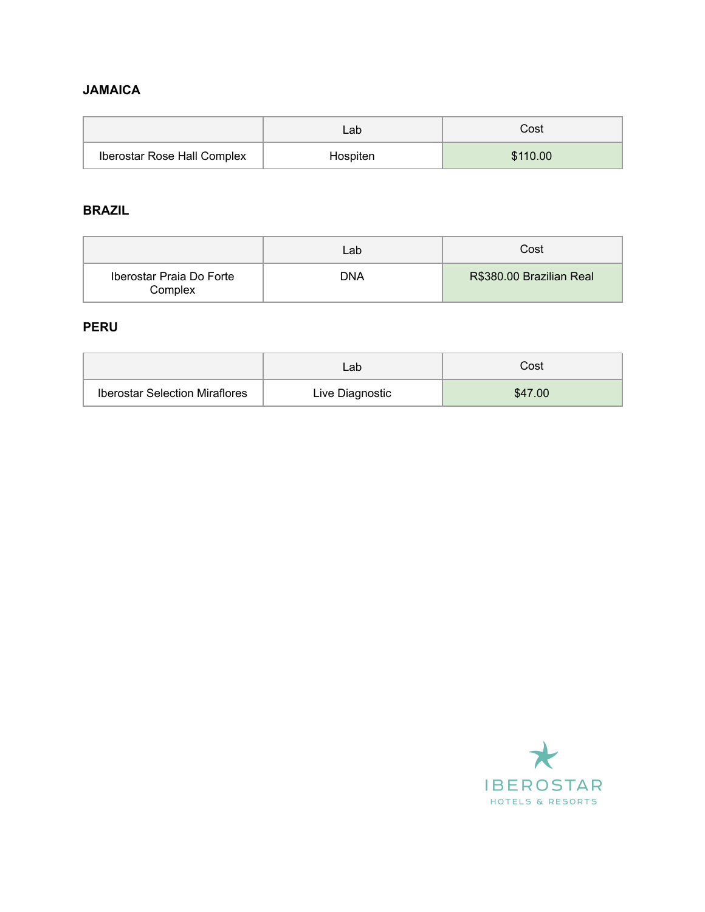**JAMAICA**

| | Lab | Cost |
|---|---|---|
| Iberostar Rose Hall Complex | Hospiten | $110.00 |

**BRAZIL**

| | Lab | Cost |
|---|---|---|
| Iberostar Praia Do Forte Complex | DNA | R$380.00 Brazilian Real |

**PERU**

| | Lab | Cost |
|---|---|---|
| Iberostar Selection Miraflores | Live Diagnostic | $47.00 |

IBEROSTAR
HOTELS & RESORTS